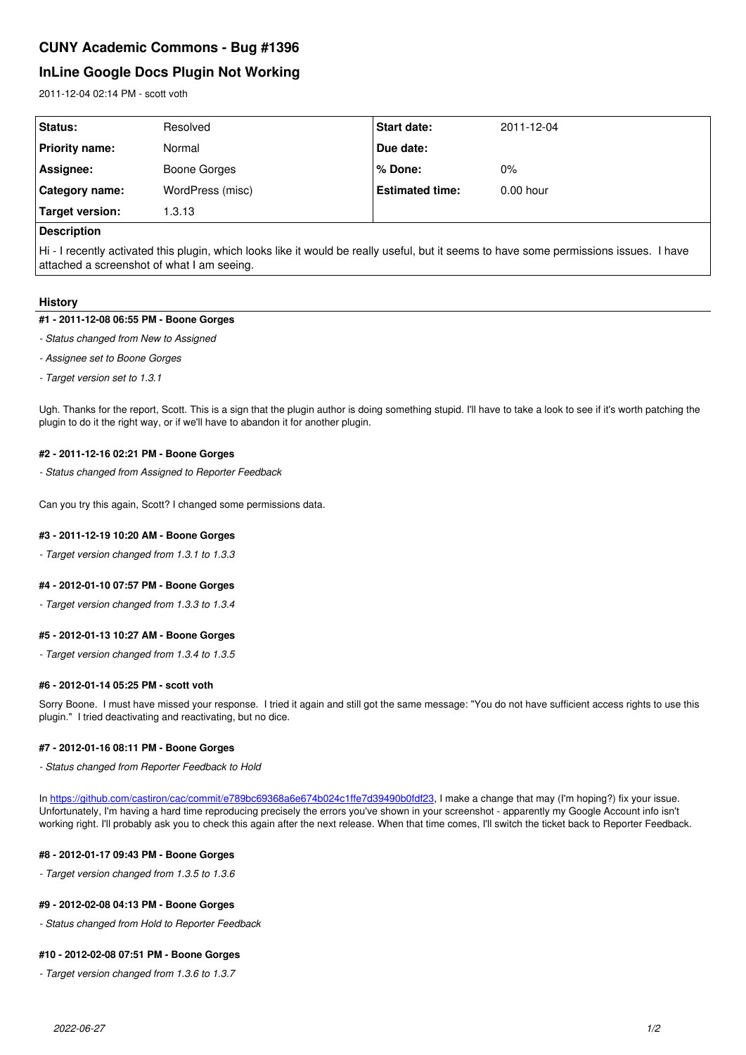# CUNY Academic Commons - Bug #1396

## InLine Google Docs Plugin Not Working

2011-12-04 02:14 PM - scott voth

| | | | |
|---|---|---|---|
| **Status:** | Resolved | **Start date:** | 2011-12-04 |
| **Priority name:** | Normal | **Due date:** | |
| **Assignee:** | Boone Gorges | **% Done:** | 0% |
| **Category name:** | WordPress (misc) | **Estimated time:** | 0.00 hour |
| **Target version:** | 1.3.13 | | |

**Description**

Hi - I recently activated this plugin, which looks like it would be really useful, but it seems to have some permissions issues. I have attached a screenshot of what I am seeing.

### History

#### #1 - 2011-12-08 06:55 PM - Boone Gorges

*- Status changed from New to Assigned*

*- Assignee set to Boone Gorges*

*- Target version set to 1.3.1*

Ugh. Thanks for the report, Scott. This is a sign that the plugin author is doing something stupid. I'll have to take a look to see if it's worth patching the plugin to do it the right way, or if we'll have to abandon it for another plugin.

#### #2 - 2011-12-16 02:21 PM - Boone Gorges

*- Status changed from Assigned to Reporter Feedback*

Can you try this again, Scott? I changed some permissions data.

#### #3 - 2011-12-19 10:20 AM - Boone Gorges

*- Target version changed from 1.3.1 to 1.3.3*

#### #4 - 2012-01-10 07:57 PM - Boone Gorges

*- Target version changed from 1.3.3 to 1.3.4*

#### #5 - 2012-01-13 10:27 AM - Boone Gorges

*- Target version changed from 1.3.4 to 1.3.5*

#### #6 - 2012-01-14 05:25 PM - scott voth

Sorry Boone. I must have missed your response. I tried it again and still got the same message: "You do not have sufficient access rights to use this plugin." I tried deactivating and reactivating, but no dice.

#### #7 - 2012-01-16 08:11 PM - Boone Gorges

*- Status changed from Reporter Feedback to Hold*

In [https://github.com/castiron/cac/commit/e789bc69368a6e674b024c1ffe7d39490b0fdf23](https://github.com/castiron/cac/commit/e789bc69368a6e674b024c1ffe7d39490b0fdf23), I make a change that may (I'm hoping?) fix your issue. Unfortunately, I'm having a hard time reproducing precisely the errors you've shown in your screenshot - apparently my Google Account info isn't working right. I'll probably ask you to check this again after the next release. When that time comes, I'll switch the ticket back to Reporter Feedback.

#### #8 - 2012-01-17 09:43 PM - Boone Gorges

*- Target version changed from 1.3.5 to 1.3.6*

#### #9 - 2012-02-08 04:13 PM - Boone Gorges

*- Status changed from Hold to Reporter Feedback*

#### #10 - 2012-02-08 07:51 PM - Boone Gorges

*- Target version changed from 1.3.6 to 1.3.7*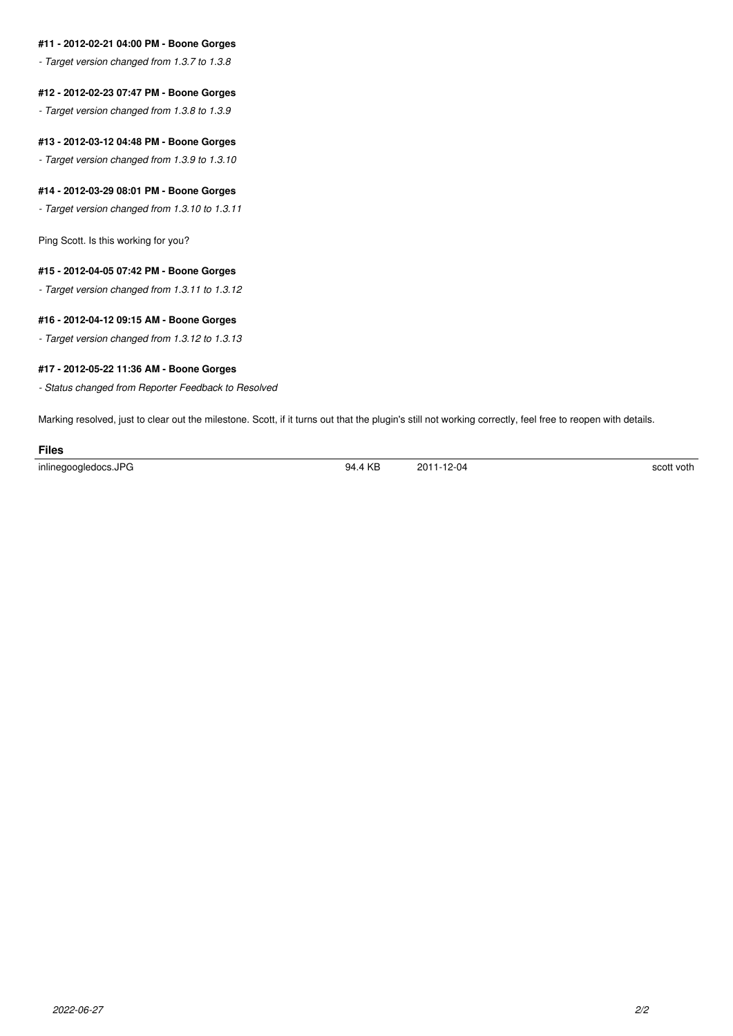#### #11 - 2012-02-21 04:00 PM - Boone Gorges

*- Target version changed from 1.3.7 to 1.3.8*

#### #12 - 2012-02-23 07:47 PM - Boone Gorges

*- Target version changed from 1.3.8 to 1.3.9*

#### #13 - 2012-03-12 04:48 PM - Boone Gorges

*- Target version changed from 1.3.9 to 1.3.10*

#### #14 - 2012-03-29 08:01 PM - Boone Gorges

*- Target version changed from 1.3.10 to 1.3.11*

Ping Scott. Is this working for you?

#### #15 - 2012-04-05 07:42 PM - Boone Gorges

*- Target version changed from 1.3.11 to 1.3.12*

#### #16 - 2012-04-12 09:15 AM - Boone Gorges

*- Target version changed from 1.3.12 to 1.3.13*

#### #17 - 2012-05-22 11:36 AM - Boone Gorges

*- Status changed from Reporter Feedback to Resolved*

Marking resolved, just to clear out the milestone. Scott, if it turns out that the plugin's still not working correctly, feel free to reopen with details.

#### Files

| | | | |
|---|---|---|---|
| inlinegoogledocs.JPG | 94.4 KB | 2011-12-04 | scott voth |